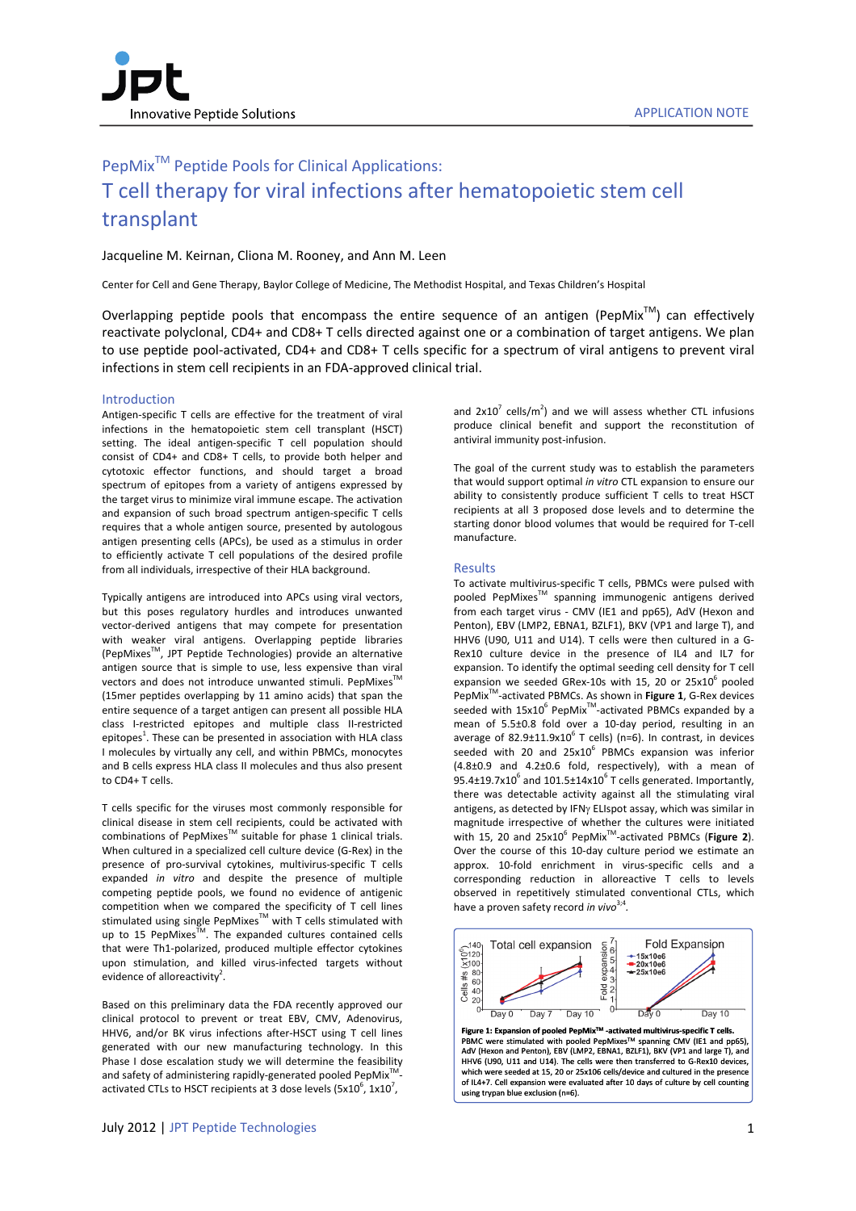APPLICATION NOTE

# PepMix™ Peptide Pools for Clinical Applications:
## T cell therapy for viral infections after hematopoietic stem cell transplant

Jacqueline M. Keirnan, Cliona M. Rooney, and Ann M. Leen

Center for Cell and Gene Therapy, Baylor College of Medicine, The Methodist Hospital, and Texas Children's Hospital

Overlapping peptide pools that encompass the entire sequence of an antigen (PepMix™) can effectively reactivate polyclonal, CD4+ and CD8+ T cells directed against one or a combination of target antigens. We plan to use peptide pool-activated, CD4+ and CD8+ T cells specific for a spectrum of viral antigens to prevent viral infections in stem cell recipients in an FDA-approved clinical trial.

### Introduction

Antigen-specific T cells are effective for the treatment of viral infections in the hematopoietic stem cell transplant (HSCT) setting. The ideal antigen-specific T cell population should consist of CD4+ and CD8+ T cells, to provide both helper and cytotoxic effector functions, and should target a broad spectrum of epitopes from a variety of antigens expressed by the target virus to minimize viral immune escape. The activation and expansion of such broad spectrum antigen-specific T cells requires that a whole antigen source, presented by autologous antigen presenting cells (APCs), be used as a stimulus in order to efficiently activate T cell populations of the desired profile from all individuals, irrespective of their HLA background.

Typically antigens are introduced into APCs using viral vectors, but this poses regulatory hurdles and introduces unwanted vector-derived antigens that may compete for presentation with weaker viral antigens. Overlapping peptide libraries (PepMixes™, JPT Peptide Technologies) provide an alternative antigen source that is simple to use, less expensive than viral vectors and does not introduce unwanted stimuli. PepMixes™ (15mer peptides overlapping by 11 amino acids) that span the entire sequence of a target antigen can present all possible HLA class I-restricted epitopes and multiple class II-restricted epitopes[1]. These can be presented in association with HLA class I molecules by virtually any cell, and within PBMCs, monocytes and B cells express HLA class II molecules and thus also present to CD4+ T cells.

T cells specific for the viruses most commonly responsible for clinical disease in stem cell recipients, could be activated with combinations of PepMixes™ suitable for phase 1 clinical trials. When cultured in a specialized cell culture device (G-Rex) in the presence of pro-survival cytokines, multivirus-specific T cells expanded *in vitro* and despite the presence of multiple competing peptide pools, we found no evidence of antigenic competition when we compared the specificity of T cell lines stimulated using single PepMixes™ with T cells stimulated with up to 15 PepMixes™. The expanded cultures contained cells that were Th1-polarized, produced multiple effector cytokines upon stimulation, and killed virus-infected targets without evidence of alloreactivity[2].

Based on this preliminary data the FDA recently approved our clinical protocol to prevent or treat EBV, CMV, Adenovirus, HHV6, and/or BK virus infections after-HSCT using T cell lines generated with our new manufacturing technology. In this Phase I dose escalation study we will determine the feasibility and safety of administering rapidly-generated pooled PepMix™-activated CTLs to HSCT recipients at 3 dose levels ($5x10^6$, $1x10^7$, and $2x10^7$ cells/m$^2$) and we will assess whether CTL infusions produce clinical benefit and support the reconstitution of antiviral immunity post-infusion.

The goal of the current study was to establish the parameters that would support optimal *in vitro* CTL expansion to ensure our ability to consistently produce sufficient T cells to treat HSCT recipients at all 3 proposed dose levels and to determine the starting donor blood volumes that would be required for T-cell manufacture.

### Results

To activate multivirus-specific T cells, PBMCs were pulsed with pooled PepMixes™ spanning immunogenic antigens derived from each target virus - CMV (IE1 and pp65), AdV (Hexon and Penton), EBV (LMP2, EBNA1, BZLF1), BKV (VP1 and large T), and HHV6 (U90, U11 and U14). T cells were then cultured in a G-Rex10 culture device in the presence of IL4 and IL7 for expansion. To identify the optimal seeding cell density for T cell expansion we seeded GRex-10s with 15, 20 or $25x10^6$ pooled PepMix™-activated PBMCs. As shown in **Figure 1**, G-Rex devices seeded with $15x10^6$ PepMix™-activated PBMCs expanded by a mean of 5.5±0.8 fold over a 10-day period, resulting in an average of $82.9±11.9x10^6$ T cells) (n=6). In contrast, in devices seeded with 20 and $25x10^6$ PBMCs expansion was inferior (4.8±0.9 and 4.2±0.6 fold, respectively), with a mean of $95.4±19.7x10^6$ and $101.5±14x10^6$ T cells generated. Importantly, there was detectable activity against all the stimulating viral antigens, as detected by IFNγ ELIspot assay, which was similar in magnitude irrespective of whether the cultures were initiated with 15, 20 and $25x10^6$ PepMix™-activated PBMCs (**Figure 2**). Over the course of this 10-day culture period we estimate an approx. 10-fold enrichment in virus-specific cells and a corresponding reduction in alloreactive T cells to levels observed in repetitively stimulated conventional CTLs, which have a proven safety record *in vivo*[3,4].

**Figure 1: Expansion of pooled PepMix™-activated multivirus-specific T cells.** PBMC were stimulated with pooled PepMixes™ spanning CMV (IE1 and pp65), AdV (Hexon and Penton), EBV (LMP2, EBNA1, BZLF1), BKV (VP1 and large T), and HHV6 (U90, U11 and U14). The cells were then transferred to G-Rex10 devices, which were seeded at 15, 20 or 25x106 cells/device and cultured in the presence of IL4+7. Cell expansion were evaluated after 10 days of culture by cell counting using trypan blue exclusion (n=6).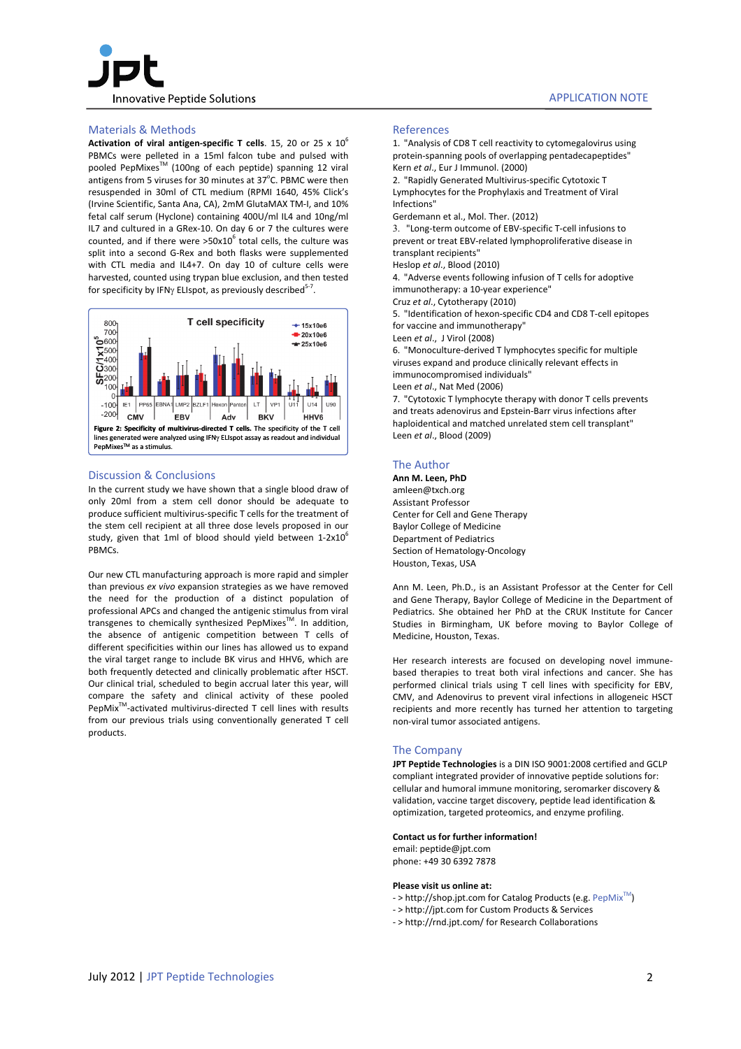## Materials & Methods

**Activation of viral antigen-specific T cells**. 15, 20 or 25 x $10^6$ PBMCs were pelleted in a 15ml falcon tube and pulsed with pooled PepMixes™ (100ng of each peptide) spanning 12 viral antigens from 5 viruses for 30 minutes at 37°C. PBMC were then resuspended in 30ml of CTL medium (RPMI 1640, 45% Click's (Irvine Scientific, Santa Ana, CA), 2mM GlutaMAX TM-I, and 10% fetal calf serum (Hyclone) containing 400U/ml IL4 and 10ng/ml IL7 and cultured in a GRex-10. On day 6 or 7 the cultures were counted, and if there were >50x$10^6$ total cells, the culture was split into a second G-Rex and both flasks were supplemented with CTL media and IL4+7. On day 10 of culture cells were harvested, counted using trypan blue exclusion, and then tested for specificity by IFNγ ELIspot, as previously described[5-7].

T cell specificity

15x10e6
20x10e6
25x10e6

SFC/1x10$^5$

800
700
600
500
400
300
200
100
0
-100
-200

IE1 PP65 EBNA1 LMP2 BZLF1 Hexon Penton LT VP1 U11 U14 U90

CMV EBV Adv BKV HHV6

**Figure 2: Specificity of multivirus-directed T cells.** The specificity of the T cell lines generated were analyzed using IFNγ ELIspot assay as readout and individual PepMixes™ as a stimulus.

## Discussion & Conclusions

In the current study we have shown that a single blood draw of only 20ml from a stem cell donor should be adequate to produce sufficient multivirus-specific T cells for the treatment of the stem cell recipient at all three dose levels proposed in our study, given that 1ml of blood should yield between 1-2x$10^6$ PBMCs.

Our new CTL manufacturing approach is more rapid and simpler than previous *ex vivo* expansion strategies as we have removed the need for the production of a distinct population of professional APCs and changed the antigenic stimulus from viral transgenes to chemically synthesized PepMixes™. In addition, the absence of antigenic competition between T cells of different specificities within our lines has allowed us to expand the viral target range to include BK virus and HHV6, which are both frequently detected and clinically problematic after HSCT. Our clinical trial, scheduled to begin accrual later this year, will compare the safety and clinical activity of these pooled PepMix™-activated multivirus-directed T cell lines with results from our previous trials using conventionally generated T cell products.

## References

1. "Analysis of CD8 T cell reactivity to cytomegalovirus using protein-spanning pools of overlapping pentadecapeptides"
Kern *et al*., Eur J Immunol. (2000)
2. "Rapidly Generated Multivirus-specific Cytotoxic T Lymphocytes for the Prophylaxis and Treatment of Viral Infections"
Gerdemann et al., Mol. Ther. (2012)
3. "Long-term outcome of EBV-specific T-cell infusions to prevent or treat EBV-related lymphoproliferative disease in transplant recipients"
Heslop *et al*., Blood (2010)
4. "Adverse events following infusion of T cells for adoptive immunotherapy: a 10-year experience"
Cruz *et al*., Cytotherapy (2010)
5. "Identification of hexon-specific CD4 and CD8 T-cell epitopes for vaccine and immunotherapy"
Leen *et al*., J Virol (2008)
6. "Monoculture-derived T lymphocytes specific for multiple viruses expand and produce clinically relevant effects in immunocompromised individuals"
Leen *et al*., Nat Med (2006)
7. "Cytotoxic T lymphocyte therapy with donor T cells prevents and treats adenovirus and Epstein-Barr virus infections after haploidentical and matched unrelated stem cell transplant"
Leen *et al*., Blood (2009)

## The Author

**Ann M. Leen, PhD**
amleen@txch.org
Assistant Professor
Center for Cell and Gene Therapy
Baylor College of Medicine
Department of Pediatrics
Section of Hematology-Oncology
Houston, Texas, USA

Ann M. Leen, Ph.D., is an Assistant Professor at the Center for Cell and Gene Therapy, Baylor College of Medicine in the Department of Pediatrics. She obtained her PhD at the CRUK Institute for Cancer Studies in Birmingham, UK before moving to Baylor College of Medicine, Houston, Texas.

Her research interests are focused on developing novel immune-based therapies to treat both viral infections and cancer. She has performed clinical trials using T cell lines with specificity for EBV, CMV, and Adenovirus to prevent viral infections in allogeneic HSCT recipients and more recently has turned her attention to targeting non-viral tumor associated antigens.

## The Company

**JPT Peptide Technologies** is a DIN ISO 9001:2008 certified and GCLP compliant integrated provider of innovative peptide solutions for: cellular and humoral immune monitoring, seromarker discovery & validation, vaccine target discovery, peptide lead identification & optimization, targeted proteomics, and enzyme profiling.

**Contact us for further information!**
email: peptide@jpt.com
phone: +49 30 6392 7878

**Please visit us online at:**
- > http://shop.jpt.com for Catalog Products (e.g. PepMix™)
- > http://jpt.com for Custom Products & Services
- > http://rnd.jpt.com/ for Research Collaborations